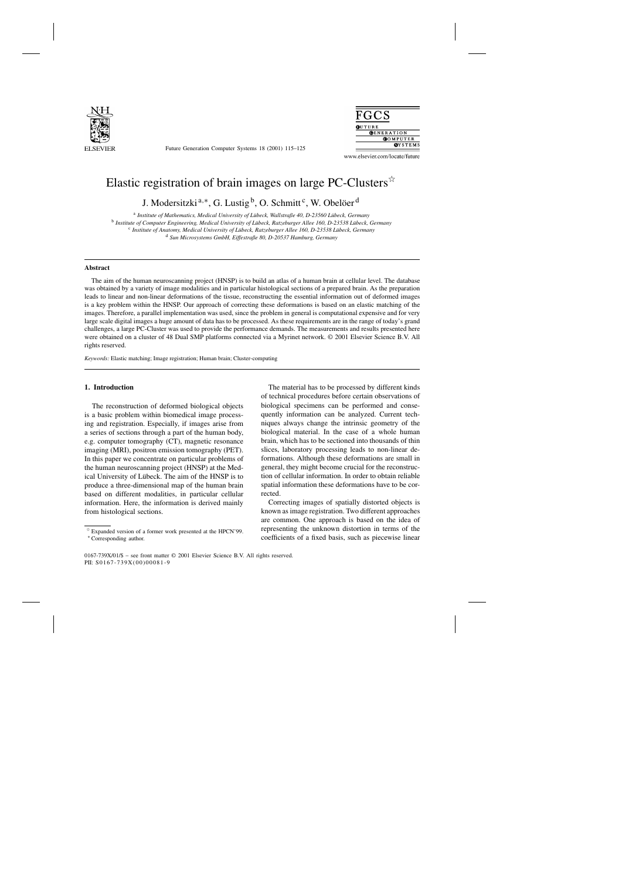# Elastic registration of brain images on large PC-Clusters[☆]

J. Modersitzki[a,*], G. Lustig[b], O. Schmitt[c], W. Obelöer[d]

[a] *Institute of Mathematics, Medical University of Lübeck, Wallstraße 40, D-23560 Lübeck, Germany*
[b] *Institute of Computer Engineering, Medical University of Lübeck, Ratzeburger Allee 160, D-23538 Lübeck, Germany*
[c] *Institute of Anatomy, Medical University of Lübeck, Ratzeburger Allee 160, D-23538 Lübeck, Germany*
[d] *Sun Microsystems GmbH, Eiffestraße 80, D-20537 Hamburg, Germany*

## Abstract

The aim of the human neuroscanning project (HNSP) is to build an atlas of a human brain at cellular level. The database was obtained by a variety of image modalities and in particular histological sections of a prepared brain. As the preparation leads to linear and non-linear deformations of the tissue, reconstructing the essential information out of deformed images is a key problem within the HNSP. Our approach of correcting these deformations is based on an elastic matching of the images. Therefore, a parallel implementation was used, since the problem in general is computational expensive and for very large scale digital images a huge amount of data has to be processed. As these requirements are in the range of today's grand challenges, a large PC-Cluster was used to provide the performance demands. The measurements and results presented here were obtained on a cluster of 48 Dual SMP platforms connected via a Myrinet network. © 2001 Elsevier Science B.V. All rights reserved.

*Keywords:* Elastic matching; Image registration; Human brain; Cluster-computing

## 1. Introduction

The reconstruction of deformed biological objects is a basic problem within biomedical image processing and registration. Especially, if images arise from a series of sections through a part of the human body, e.g. computer tomography (CT), magnetic resonance imaging (MRI), positron emission tomography (PET). In this paper we concentrate on particular problems of the human neuroscanning project (HNSP) at the Medical University of Lübeck. The aim of the HNSP is to produce a three-dimensional map of the human brain based on different modalities, in particular cellular information. Here, the information is derived mainly from histological sections.

The material has to be processed by different kinds of technical procedures before certain observations of biological specimens can be performed and consequently information can be analyzed. Current techniques always change the intrinsic geometry of the biological material. In the case of a whole human brain, which has to be sectioned into thousands of thin slices, laboratory processing leads to non-linear deformations. Although these deformations are small in general, they might become crucial for the reconstruction of cellular information. In order to obtain reliable spatial information these deformations have to be corrected.

Correcting images of spatially distorted objects is known as image registration. Two different approaches are common. One approach is based on the idea of representing the unknown distortion in terms of the coefficients of a fixed basis, such as piecewise linear

[☆] Expanded version of a former work presented at the HPCN'99.
[*] Corresponding author.

0167-739X/01/$ – see front matter © 2001 Elsevier Science B.V. All rights reserved.
PII: S0167-739X(00)00081-9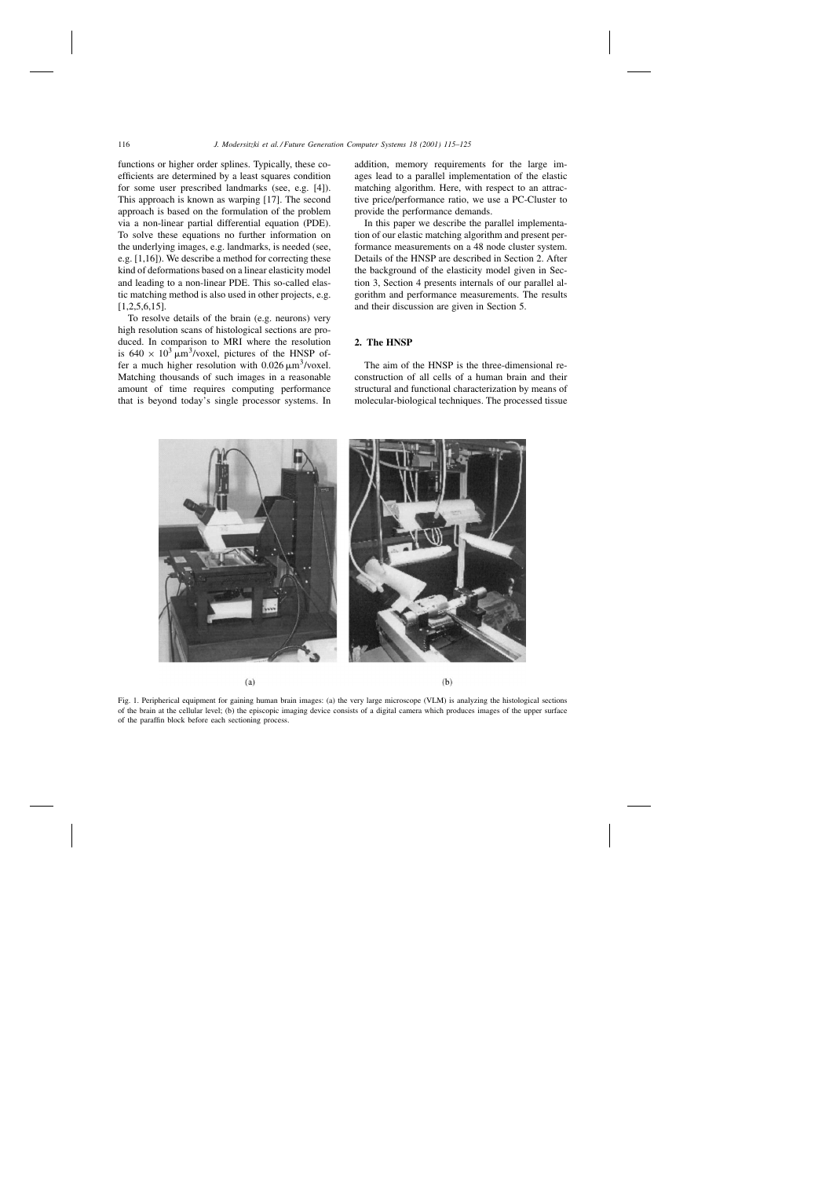functions or higher order splines. Typically, these coefficients are determined by a least squares condition for some user prescribed landmarks (see, e.g. [4]). This approach is known as warping [17]. The second approach is based on the formulation of the problem via a non-linear partial differential equation (PDE). To solve these equations no further information on the underlying images, e.g. landmarks, is needed (see, e.g. [1,16]). We describe a method for correcting these kind of deformations based on a linear elasticity model and leading to a non-linear PDE. This so-called elastic matching method is also used in other projects, e.g. [1,2,5,6,15].

To resolve details of the brain (e.g. neurons) very high resolution scans of histological sections are produced. In comparison to MRI where the resolution is $640 \times 10^3\,\mu\text{m}^3$/voxel, pictures of the HNSP offer a much higher resolution with $0.026\,\mu\text{m}^3$/voxel. Matching thousands of such images in a reasonable amount of time requires computing performance that is beyond today's single processor systems. In addition, memory requirements for the large images lead to a parallel implementation of the elastic matching algorithm. Here, with respect to an attractive price/performance ratio, we use a PC-Cluster to provide the performance demands.

In this paper we describe the parallel implementation of our elastic matching algorithm and present performance measurements on a 48 node cluster system. Details of the HNSP are described in Section 2. After the background of the elasticity model given in Section 3, Section 4 presents internals of our parallel algorithm and performance measurements. The results and their discussion are given in Section 5.

## 2. The HNSP

The aim of the HNSP is the three-dimensional reconstruction of all cells of a human brain and their structural and functional characterization by means of molecular-biological techniques. The processed tissue

(a) (b)

Fig. 1. Peripherical equipment for gaining human brain images: (a) the very large microscope (VLM) is analyzing the histological sections of the brain at the cellular level; (b) the episcopic imaging device consists of a digital camera which produces images of the upper surface of the paraffin block before each sectioning process.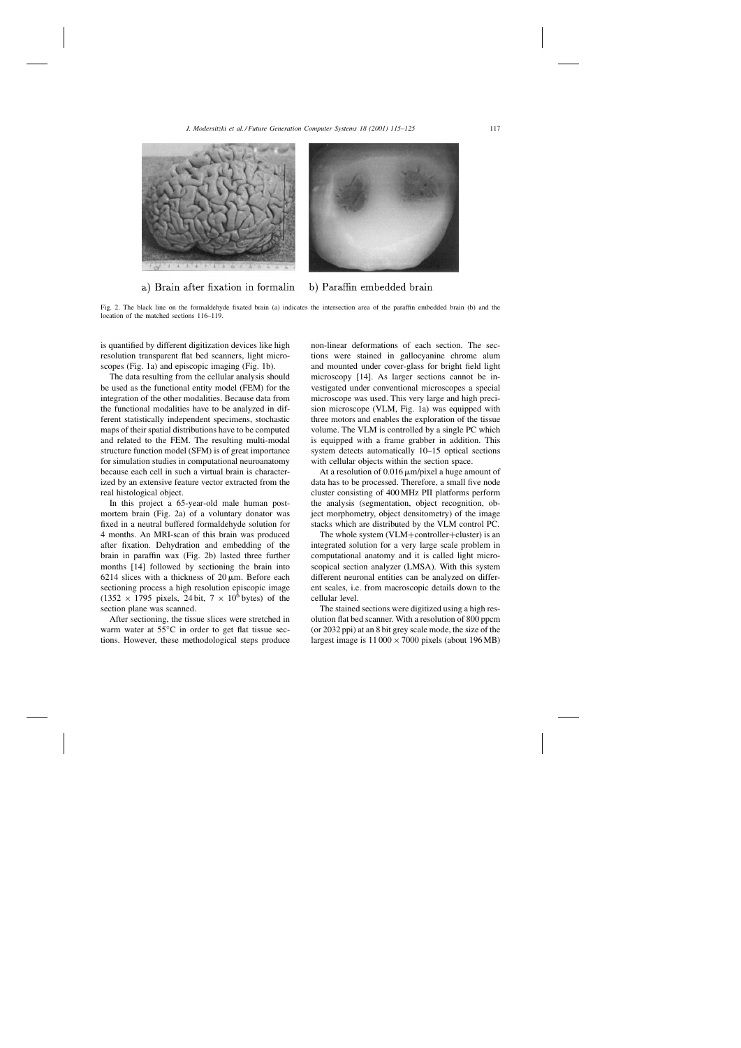a) Brain after fixation in formalin    b) Paraffin embedded brain

Fig. 2. The black line on the formaldehyde fixated brain (a) indicates the intersection area of the paraffin embedded brain (b) and the location of the matched sections 116–119.

is quantified by different digitization devices like high resolution transparent flat bed scanners, light microscopes (Fig. 1a) and episcopic imaging (Fig. 1b).

The data resulting from the cellular analysis should be used as the functional entity model (FEM) for the integration of the other modalities. Because data from the functional modalities have to be analyzed in different statistically independent specimens, stochastic maps of their spatial distributions have to be computed and related to the FEM. The resulting multi-modal structure function model (SFM) is of great importance for simulation studies in computational neuroanatomy because each cell in such a virtual brain is characterized by an extensive feature vector extracted from the real histological object.

In this project a 65-year-old male human postmortem brain (Fig. 2a) of a voluntary donator was fixed in a neutral buffered formaldehyde solution for 4 months. An MRI-scan of this brain was produced after fixation. Dehydration and embedding of the brain in paraffin wax (Fig. 2b) lasted three further months [14] followed by sectioning the brain into 6214 slices with a thickness of $20\,\mu$m. Before each sectioning process a high resolution episcopic image ($1352 \times 1795$ pixels, 24 bit, $7 \times 10^6$ bytes) of the section plane was scanned.

After sectioning, the tissue slices were stretched in warm water at $55^\circ$C in order to get flat tissue sections. However, these methodological steps produce non-linear deformations of each section. The sections were stained in gallocyanine chrome alum and mounted under cover-glass for bright field light microscopy [14]. As larger sections cannot be investigated under conventional microscopes a special microscope was used. This very large and high precision microscope (VLM, Fig. 1a) was equipped with three motors and enables the exploration of the tissue volume. The VLM is controlled by a single PC which is equipped with a frame grabber in addition. This system detects automatically 10–15 optical sections with cellular objects within the section space.

At a resolution of $0.016\,\mu$m/pixel a huge amount of data has to be processed. Therefore, a small five node cluster consisting of 400 MHz PII platforms perform the analysis (segmentation, object recognition, object morphometry, object densitometry) of the image stacks which are distributed by the VLM control PC.

The whole system (VLM+controller+cluster) is an integrated solution for a very large scale problem in computational anatomy and it is called light microscopical section analyzer (LMSA). With this system different neuronal entities can be analyzed on different scales, i.e. from macroscopic details down to the cellular level.

The stained sections were digitized using a high resolution flat bed scanner. With a resolution of 800 ppcm (or 2032 ppi) at an 8 bit grey scale mode, the size of the largest image is $11\,000 \times 7000$ pixels (about 196 MB)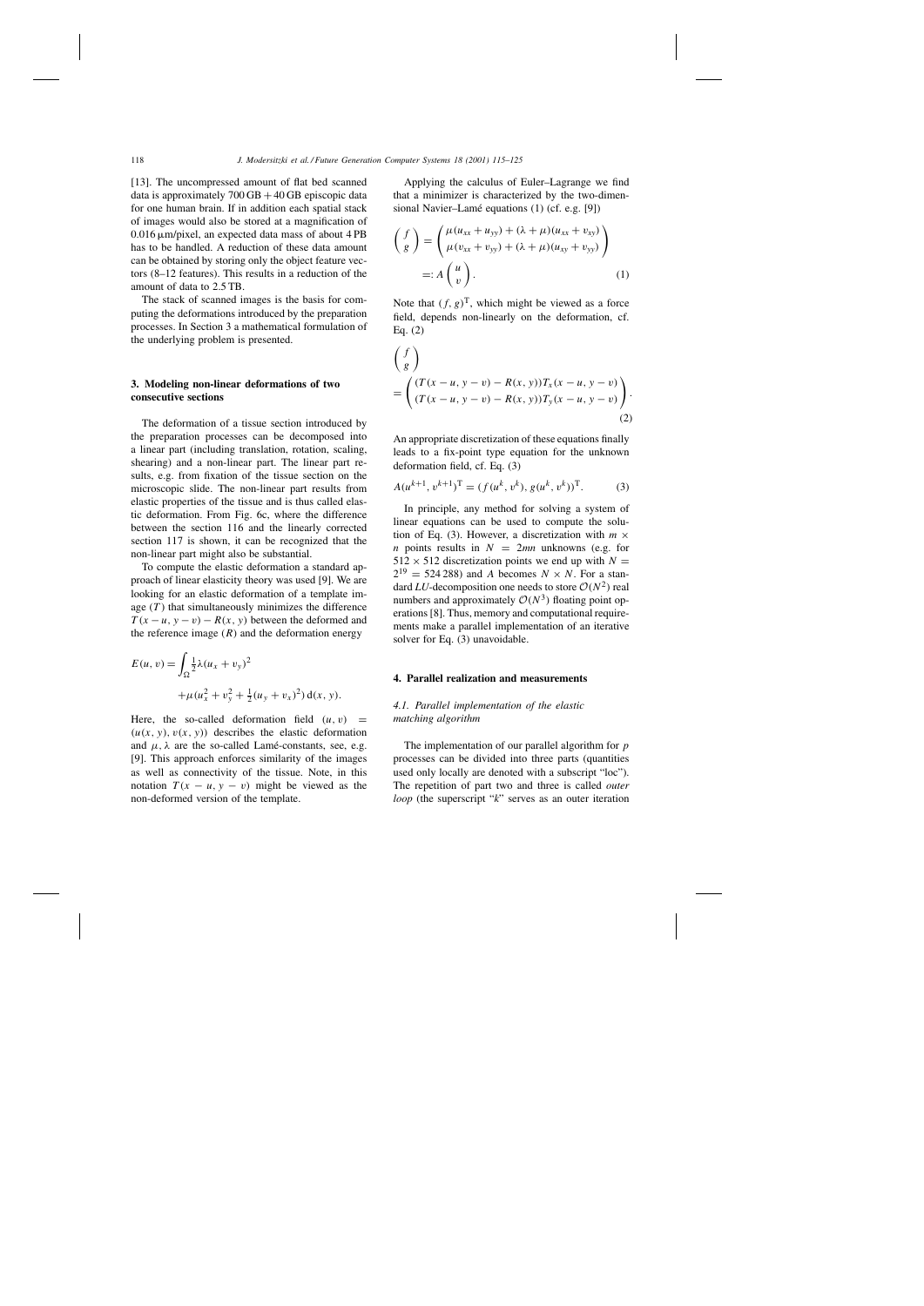[13]. The uncompressed amount of flat bed scanned data is approximately 700 GB + 40 GB episcopic data for one human brain. If in addition each spatial stack of images would also be stored at a magnification of 0.016 μm/pixel, an expected data mass of about 4 PB has to be handled. A reduction of these data amount can be obtained by storing only the object feature vectors (8–12 features). This results in a reduction of the amount of data to 2.5 TB.

The stack of scanned images is the basis for computing the deformations introduced by the preparation processes. In Section 3 a mathematical formulation of the underlying problem is presented.

## 3. Modeling non-linear deformations of two consecutive sections

The deformation of a tissue section introduced by the preparation processes can be decomposed into a linear part (including translation, rotation, scaling, shearing) and a non-linear part. The linear part results, e.g. from fixation of the tissue section on the microscopic slide. The non-linear part results from elastic properties of the tissue and is thus called elastic deformation. From Fig. 6c, where the difference between the section 116 and the linearly corrected section 117 is shown, it can be recognized that the non-linear part might also be substantial.

To compute the elastic deformation a standard approach of linear elasticity theory was used [9]. We are looking for an elastic deformation of a template image ($T$) that simultaneously minimizes the difference $T(x-u, y-v) - R(x, y)$ between the deformed and the reference image ($R$) and the deformation energy

$$E(u, v) = \int_{\Omega} \tfrac{1}{2}\lambda(u_x + v_y)^2 + \mu(u_x^2 + v_y^2 + \tfrac{1}{2}(u_y + v_x)^2)\,\mathrm{d}(x, y).$$

Here, the so-called deformation field $(u, v) = (u(x, y), v(x, y))$ describes the elastic deformation and $\mu, \lambda$ are the so-called Lamé-constants, see, e.g. [9]. This approach enforces similarity of the images as well as connectivity of the tissue. Note, in this notation $T(x-u, y-v)$ might be viewed as the non-deformed version of the template.

Applying the calculus of Euler–Lagrange we find that a minimizer is characterized by the two-dimensional Navier–Lamé equations (1) (cf. e.g. [9])

$$\begin{pmatrix} f \\ g \end{pmatrix} = \begin{pmatrix} \mu(u_{xx} + u_{yy}) + (\lambda + \mu)(u_{xx} + v_{xy}) \\ \mu(v_{xx} + v_{yy}) + (\lambda + \mu)(u_{xy} + v_{yy}) \end{pmatrix} =: A \begin{pmatrix} u \\ v \end{pmatrix}. \tag{1}$$

Note that $(f, g)^{\mathrm{T}}$, which might be viewed as a force field, depends non-linearly on the deformation, cf. Eq. (2)

$$\begin{pmatrix} f \\ g \end{pmatrix} = \begin{pmatrix} (T(x-u, y-v) - R(x, y))T_x(x-u, y-v) \\ (T(x-u, y-v) - R(x, y))T_y(x-u, y-v) \end{pmatrix}. \tag{2}$$

An appropriate discretization of these equations finally leads to a fix-point type equation for the unknown deformation field, cf. Eq. (3)

$$A(u^{k+1}, v^{k+1})^{\mathrm{T}} = (f(u^k, v^k), g(u^k, v^k))^{\mathrm{T}}. \tag{3}$$

In principle, any method for solving a system of linear equations can be used to compute the solution of Eq. (3). However, a discretization with $m \times n$ points results in $N = 2mn$ unknowns (e.g. for $512 \times 512$ discretization points we end up with $N = 2^{19} = 524\,288$) and $A$ becomes $N \times N$. For a standard $LU$-decomposition one needs to store $\mathcal{O}(N^2)$ real numbers and approximately $\mathcal{O}(N^3)$ floating point operations [8]. Thus, memory and computational requirements make a parallel implementation of an iterative solver for Eq. (3) unavoidable.

## 4. Parallel realization and measurements

### 4.1. Parallel implementation of the elastic matching algorithm

The implementation of our parallel algorithm for $p$ processes can be divided into three parts (quantities used only locally are denoted with a subscript "loc"). The repetition of part two and three is called *outer loop* (the superscript "$k$" serves as an outer iteration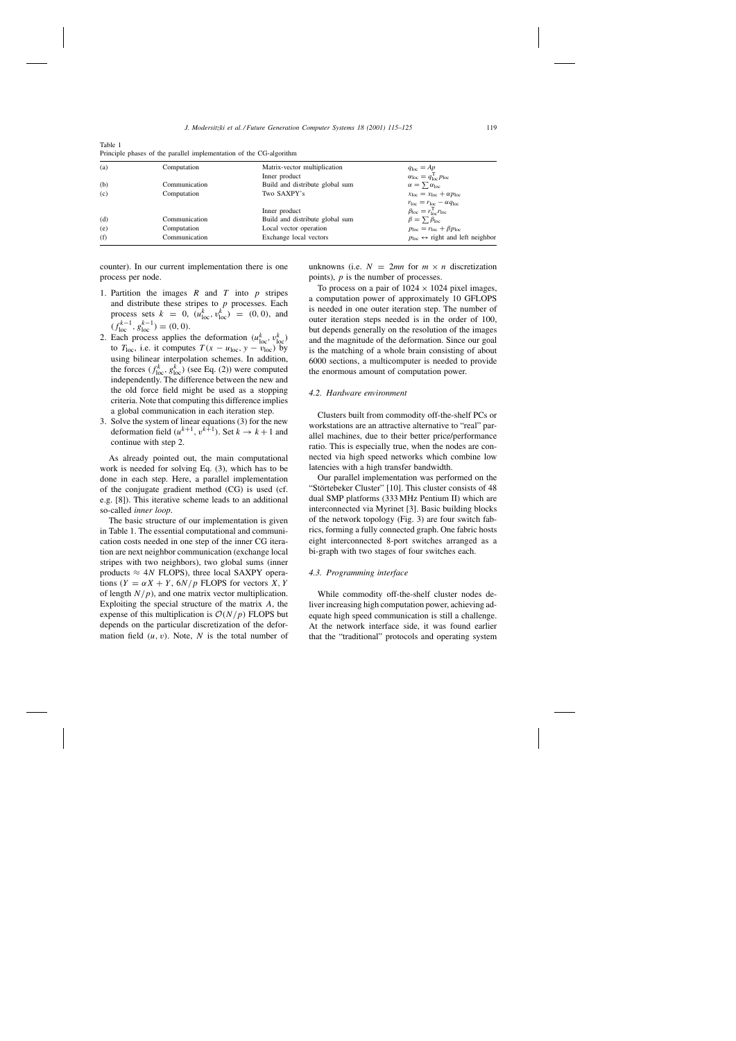Table 1
Principle phases of the parallel implementation of the CG-algorithm

| | | | |
|---|---|---|---|
| (a) | Computation | Matrix-vector multiplication | $q_{\text{loc}} = Ap$ |
| | | Inner product | $\alpha_{\text{loc}} = q_{\text{loc}}^{\mathsf{T}} p_{\text{loc}}$ |
| (b) | Communication | Build and distribute global sum | $\alpha = \sum \alpha_{\text{loc}}$ |
| (c) | Computation | Two SAXPY's | $x_{\text{loc}} = x_{\text{loc}} + \alpha p_{\text{loc}}$ |
| | | | $r_{\text{loc}} = r_{\text{loc}} - \alpha q_{\text{loc}}$ |
| | | Inner product | $\beta_{\text{loc}} = r_{\text{loc}}^{\mathsf{T}} r_{\text{loc}}$ |
| (d) | Communication | Build and distribute global sum | $\beta = \sum \beta_{\text{loc}}$ |
| (e) | Computation | Local vector operation | $p_{\text{loc}} = r_{\text{loc}} + \beta p_{\text{loc}}$ |
| (f) | Communication | Exchange local vectors | $p_{\text{loc}} \leftrightarrow$ right and left neighbor |

counter). In our current implementation there is one process per node.

1. Partition the images $R$ and $T$ into $p$ stripes and distribute these stripes to $p$ processes. Each process sets $k = 0$, $(u_{\text{loc}}^k, v_{\text{loc}}^k) = (0, 0)$, and $(f_{\text{loc}}^{k-1}, g_{\text{loc}}^{k-1}) = (0, 0)$.
2. Each process applies the deformation $(u_{\text{loc}}^k, v_{\text{loc}}^k)$ to $T_{\text{loc}}$, i.e. it computes $T(x - u_{\text{loc}}, y - v_{\text{loc}})$ by using bilinear interpolation schemes. In addition, the forces $(f_{\text{loc}}^k, g_{\text{loc}}^k)$ (see Eq. (2)) were computed independently. The difference between the new and the old force field might be used as a stopping criteria. Note that computing this difference implies a global communication in each iteration step.
3. Solve the system of linear equations (3) for the new deformation field $(u^{k+1}, v^{k+1})$. Set $k \to k + 1$ and continue with step 2.

As already pointed out, the main computational work is needed for solving Eq. (3), which has to be done in each step. Here, a parallel implementation of the conjugate gradient method (CG) is used (cf. e.g. [8]). This iterative scheme leads to an additional so-called *inner loop*.

The basic structure of our implementation is given in Table 1. The essential computational and communication costs needed in one step of the inner CG iteration are next neighbor communication (exchange local stripes with two neighbors), two global sums (inner products $\approx 4N$ FLOPS), three local SAXPY operations ($Y = \alpha X + Y$, $6N/p$ FLOPS for vectors $X, Y$ of length $N/p$), and one matrix vector multiplication. Exploiting the special structure of the matrix $A$, the expense of this multiplication is $\mathcal{O}(N/p)$ FLOPS but depends on the particular discretization of the deformation field $(u, v)$. Note, $N$ is the total number of unknowns (i.e. $N = 2mn$ for $m \times n$ discretization points), $p$ is the number of processes.

To process on a pair of $1024 \times 1024$ pixel images, a computation power of approximately 10 GFLOPS is needed in one outer iteration step. The number of outer iteration steps needed is in the order of 100, but depends generally on the resolution of the images and the magnitude of the deformation. Since our goal is the matching of a whole brain consisting of about 6000 sections, a multicomputer is needed to provide the enormous amount of computation power.

### 4.2. Hardware environment

Clusters built from commodity off-the-shelf PCs or workstations are an attractive alternative to "real" parallel machines, due to their better price/performance ratio. This is especially true, when the nodes are connected via high speed networks which combine low latencies with a high transfer bandwidth.

Our parallel implementation was performed on the "Störtebeker Cluster" [10]. This cluster consists of 48 dual SMP platforms (333 MHz Pentium II) which are interconnected via Myrinet [3]. Basic building blocks of the network topology (Fig. 3) are four switch fabrics, forming a fully connected graph. One fabric hosts eight interconnected 8-port switches arranged as a bi-graph with two stages of four switches each.

### 4.3. Programming interface

While commodity off-the-shelf cluster nodes deliver increasing high computation power, achieving adequate high speed communication is still a challenge. At the network interface side, it was found earlier that the "traditional" protocols and operating system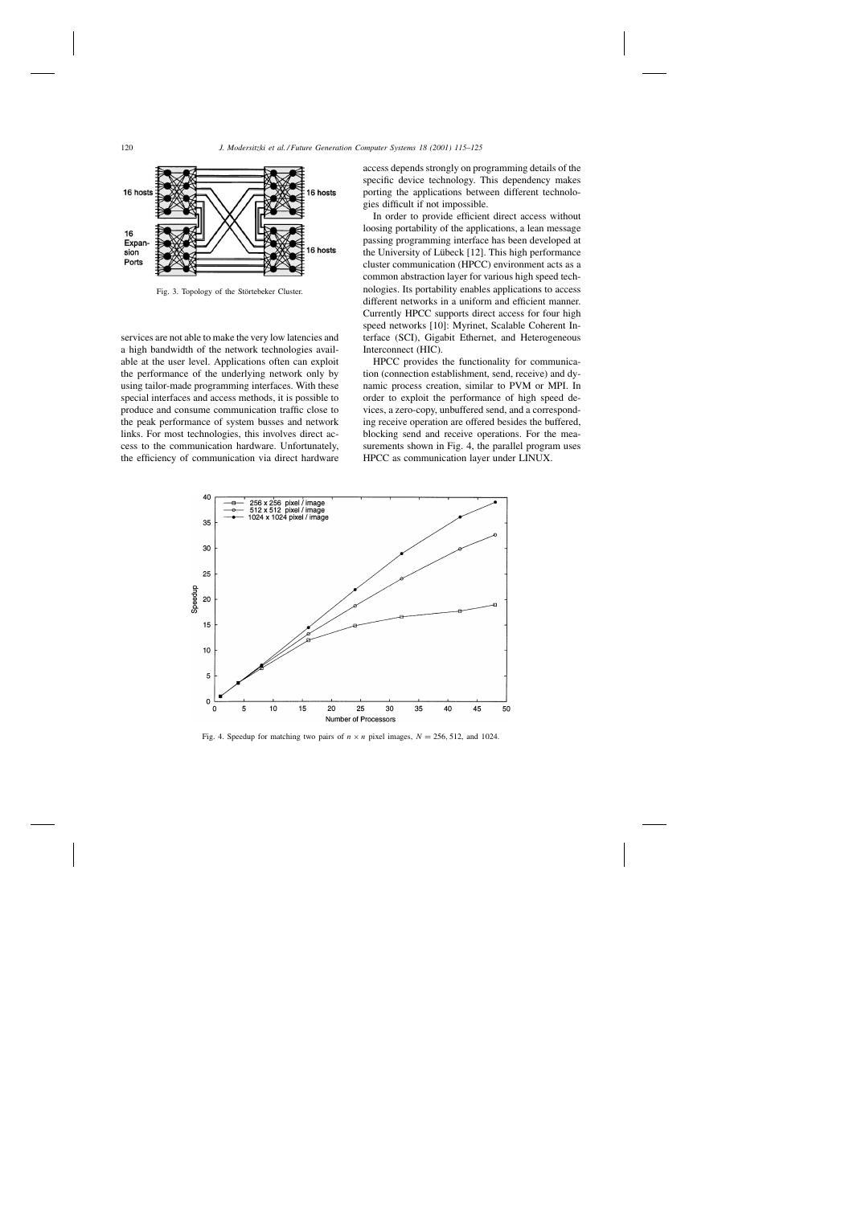16 hosts

16 Expansion Ports

16 hosts

16 hosts

Fig. 3. Topology of the Störtebeker Cluster.

services are not able to make the very low latencies and a high bandwidth of the network technologies available at the user level. Applications often can exploit the performance of the underlying network only by using tailor-made programming interfaces. With these special interfaces and access methods, it is possible to produce and consume communication traffic close to the peak performance of system busses and network links. For most technologies, this involves direct access to the communication hardware. Unfortunately, the efficiency of communication via direct hardware access depends strongly on programming details of the specific device technology. This dependency makes porting the applications between different technologies difficult if not impossible.

In order to provide efficient direct access without loosing portability of the applications, a lean message passing programming interface has been developed at the University of Lübeck [12]. This high performance cluster communication (HPCC) environment acts as a common abstraction layer for various high speed technologies. Its portability enables applications to access different networks in a uniform and efficient manner. Currently HPCC supports direct access for four high speed networks [10]: Myrinet, Scalable Coherent Interface (SCI), Gigabit Ethernet, and Heterogeneous Interconnect (HIC).

HPCC provides the functionality for communication (connection establishment, send, receive) and dynamic process creation, similar to PVM or MPI. In order to exploit the performance of high speed devices, a zero-copy, unbuffered send, and a corresponding receive operation are offered besides the buffered, blocking send and receive operations. For the measurements shown in Fig. 4, the parallel program uses HPCC as communication layer under LINUX.

256 x 256 pixel / image
512 x 512 pixel / image
1024 x 1024 pixel / image

Speedup

0 5 10 15 20 25 30 35 40

Number of Processors

0 5 10 15 20 25 30 35 40 45 50

Fig. 4. Speedup for matching two pairs of $n \times n$ pixel images, $N = 256, 512$, and 1024.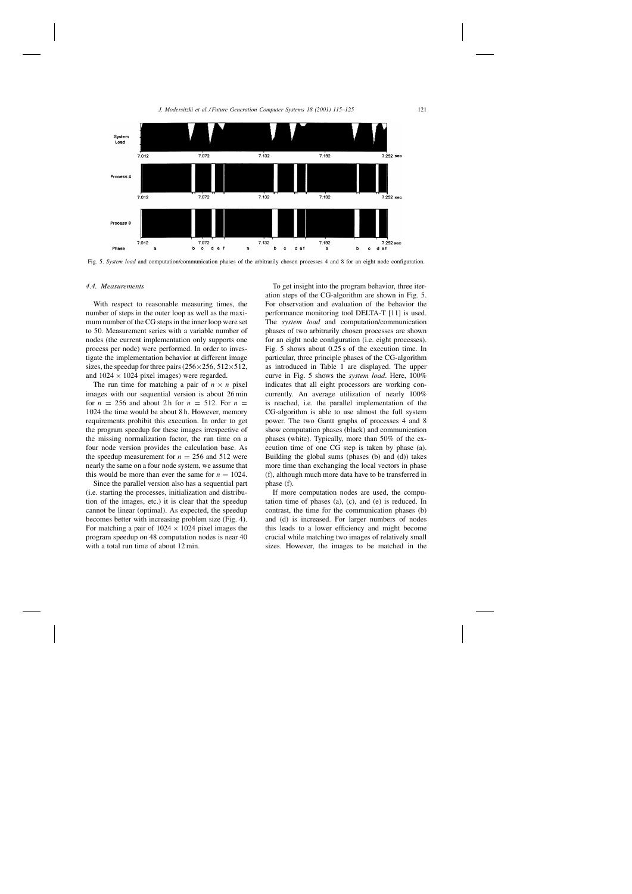System Load

7.012 7.072 7.132 7.192 7.252 sec

Process 4

7.012 7.072 7.132 7.192 7.252 sec

Process 8

7.012 7.072 7.132 7.192 7.252 sec

Phase a b c d e f a b c d e f a b c d e f

Fig. 5. *System load* and computation/communication phases of the arbitrarily chosen processes 4 and 8 for an eight node configuration.

### 4.4. Measurements

With respect to reasonable measuring times, the number of steps in the outer loop as well as the maximum number of the CG steps in the inner loop were set to 50. Measurement series with a variable number of nodes (the current implementation only supports one process per node) were performed. In order to investigate the implementation behavior at different image sizes, the speedup for three pairs ($256\times256$, $512\times512$, and $1024 \times 1024$ pixel images) were regarded.

The run time for matching a pair of $n \times n$ pixel images with our sequential version is about 26 min for $n = 256$ and about 2 h for $n = 512$. For $n = 1024$ the time would be about 8 h. However, memory requirements prohibit this execution. In order to get the program speedup for these images irrespective of the missing normalization factor, the run time on a four node version provides the calculation base. As the speedup measurement for $n = 256$ and 512 were nearly the same on a four node system, we assume that this would be more than ever the same for $n = 1024$.

Since the parallel version also has a sequential part (i.e. starting the processes, initialization and distribution of the images, etc.) it is clear that the speedup cannot be linear (optimal). As expected, the speedup becomes better with increasing problem size (Fig. 4). For matching a pair of $1024 \times 1024$ pixel images the program speedup on 48 computation nodes is near 40 with a total run time of about 12 min.

To get insight into the program behavior, three iteration steps of the CG-algorithm are shown in Fig. 5. For observation and evaluation of the behavior the performance monitoring tool DELTA-T [11] is used. The *system load* and computation/communication phases of two arbitrarily chosen processes are shown for an eight node configuration (i.e. eight processes). Fig. 5 shows about 0.25 s of the execution time. In particular, three principle phases of the CG-algorithm as introduced in Table 1 are displayed. The upper curve in Fig. 5 shows the *system load*. Here, 100% indicates that all eight processors are working concurrently. An average utilization of nearly 100% is reached, i.e. the parallel implementation of the CG-algorithm is able to use almost the full system power. The two Gantt graphs of processes 4 and 8 show computation phases (black) and communication phases (white). Typically, more than 50% of the execution time of one CG step is taken by phase (a). Building the global sums (phases (b) and (d)) takes more time than exchanging the local vectors in phase (f), although much more data have to be transferred in phase (f).

If more computation nodes are used, the computation time of phases (a), (c), and (e) is reduced. In contrast, the time for the communication phases (b) and (d) is increased. For larger numbers of nodes this leads to a lower efficiency and might become crucial while matching two images of relatively small sizes. However, the images to be matched in the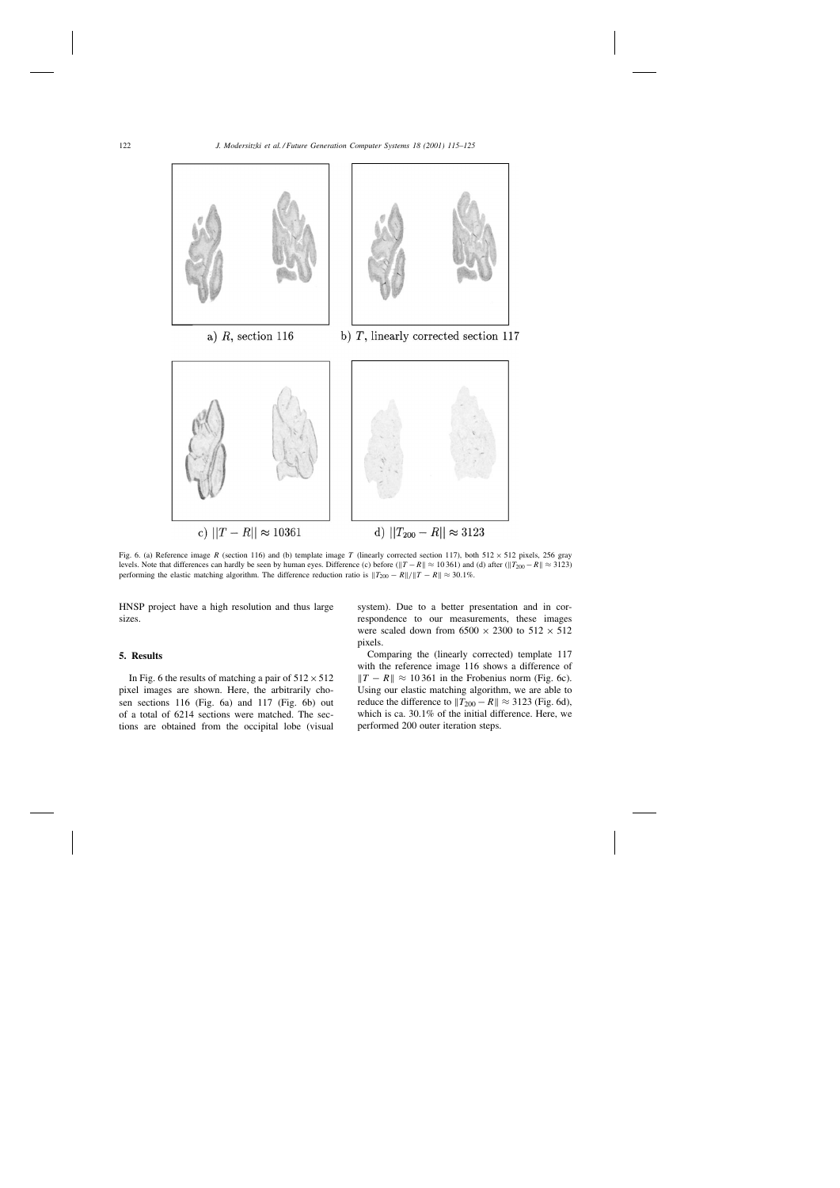a) $R$, section 116

b) $T$, linearly corrected section 117

c) $||T - R|| \approx 10361$

d) $||T_{200} - R|| \approx 3123$

Fig. 6. (a) Reference image $R$ (section 116) and (b) template image $T$ (linearly corrected section 117), both $512 \times 512$ pixels, 256 gray levels. Note that differences can hardly be seen by human eyes. Difference (c) before ($\|T - R\| \approx 10\,361$) and (d) after ($\|T_{200} - R\| \approx 3123$) performing the elastic matching algorithm. The difference reduction ratio is $\|T_{200} - R\|/\|T - R\| \approx 30.1\%$.

HNSP project have a high resolution and thus large sizes.

## 5. Results

In Fig. 6 the results of matching a pair of $512 \times 512$ pixel images are shown. Here, the arbitrarily chosen sections 116 (Fig. 6a) and 117 (Fig. 6b) out of a total of 6214 sections were matched. The sections are obtained from the occipital lobe (visual system). Due to a better presentation and in correspondence to our measurements, these images were scaled down from $6500 \times 2300$ to $512 \times 512$ pixels.

Comparing the (linearly corrected) template 117 with the reference image 116 shows a difference of $\|T - R\| \approx 10\,361$ in the Frobenius norm (Fig. 6c). Using our elastic matching algorithm, we are able to reduce the difference to $\|T_{200} - R\| \approx 3123$ (Fig. 6d), which is ca. 30.1% of the initial difference. Here, we performed 200 outer iteration steps.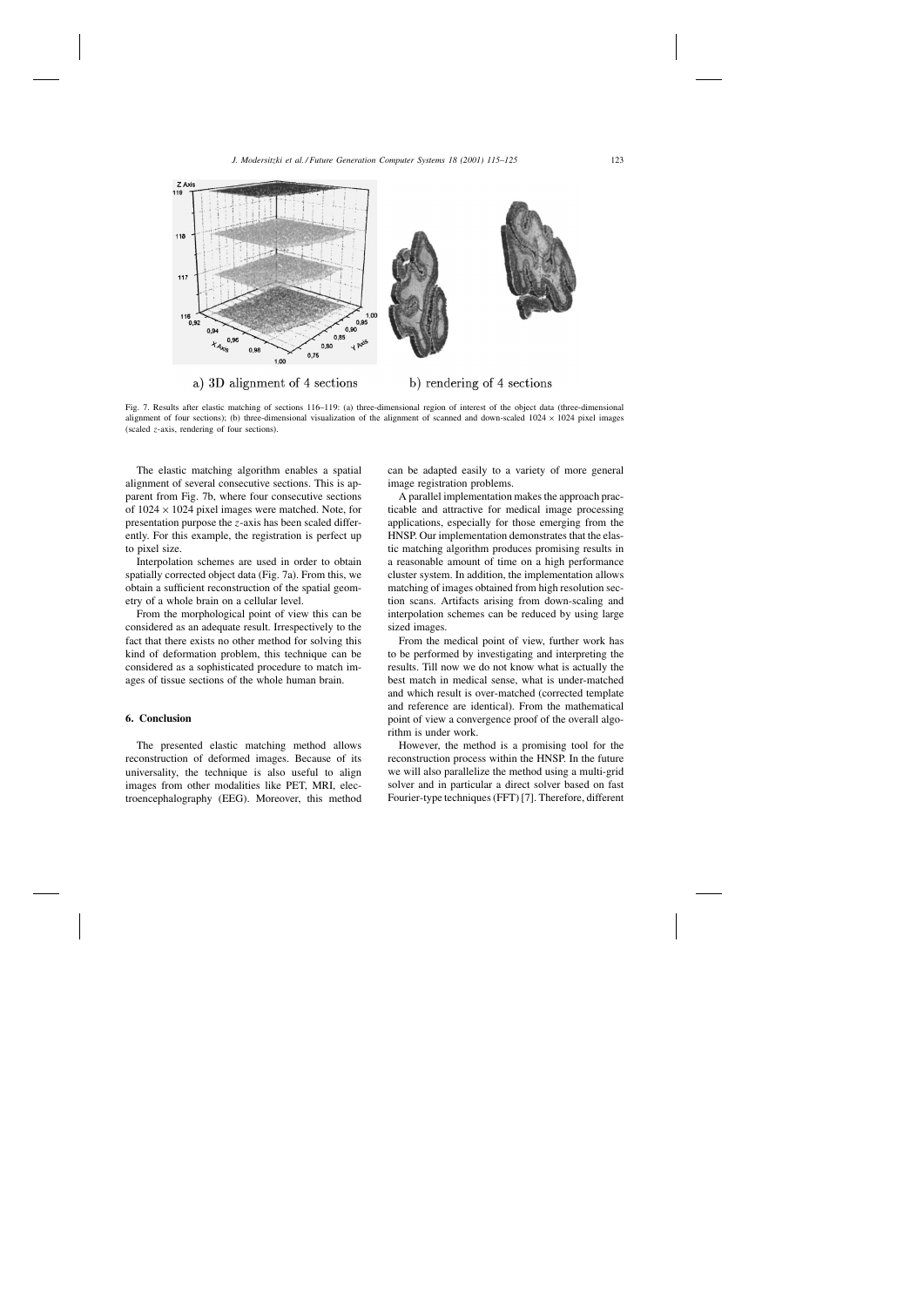Z Axis
119
118
117
116
0,92
0,94
0,96
0,98
1,00
X Axis
1,00
0,95
0,90
0,85
0,80
0,75
Y Axis

a) 3D alignment of 4 sections

b) rendering of 4 sections

Fig. 7. Results after elastic matching of sections 116–119: (a) three-dimensional region of interest of the object data (three-dimensional alignment of four sections); (b) three-dimensional visualization of the alignment of scanned and down-scaled $1024 \times 1024$ pixel images (scaled $z$-axis, rendering of four sections).

The elastic matching algorithm enables a spatial alignment of several consecutive sections. This is apparent from Fig. 7b, where four consecutive sections of $1024 \times 1024$ pixel images were matched. Note, for presentation purpose the $z$-axis has been scaled differently. For this example, the registration is perfect up to pixel size.

Interpolation schemes are used in order to obtain spatially corrected object data (Fig. 7a). From this, we obtain a sufficient reconstruction of the spatial geometry of a whole brain on a cellular level.

From the morphological point of view this can be considered as an adequate result. Irrespectively to the fact that there exists no other method for solving this kind of deformation problem, this technique can be considered as a sophisticated procedure to match images of tissue sections of the whole human brain.

## 6. Conclusion

The presented elastic matching method allows reconstruction of deformed images. Because of its universality, the technique is also useful to align images from other modalities like PET, MRI, electroencephalography (EEG). Moreover, this method can be adapted easily to a variety of more general image registration problems.

A parallel implementation makes the approach practicable and attractive for medical image processing applications, especially for those emerging from the HNSP. Our implementation demonstrates that the elastic matching algorithm produces promising results in a reasonable amount of time on a high performance cluster system. In addition, the implementation allows matching of images obtained from high resolution section scans. Artifacts arising from down-scaling and interpolation schemes can be reduced by using large sized images.

From the medical point of view, further work has to be performed by investigating and interpreting the results. Till now we do not know what is actually the best match in medical sense, what is under-matched and which result is over-matched (corrected template and reference are identical). From the mathematical point of view a convergence proof of the overall algorithm is under work.

However, the method is a promising tool for the reconstruction process within the HNSP. In the future we will also parallelize the method using a multi-grid solver and in particular a direct solver based on fast Fourier-type techniques (FFT) [7]. Therefore, different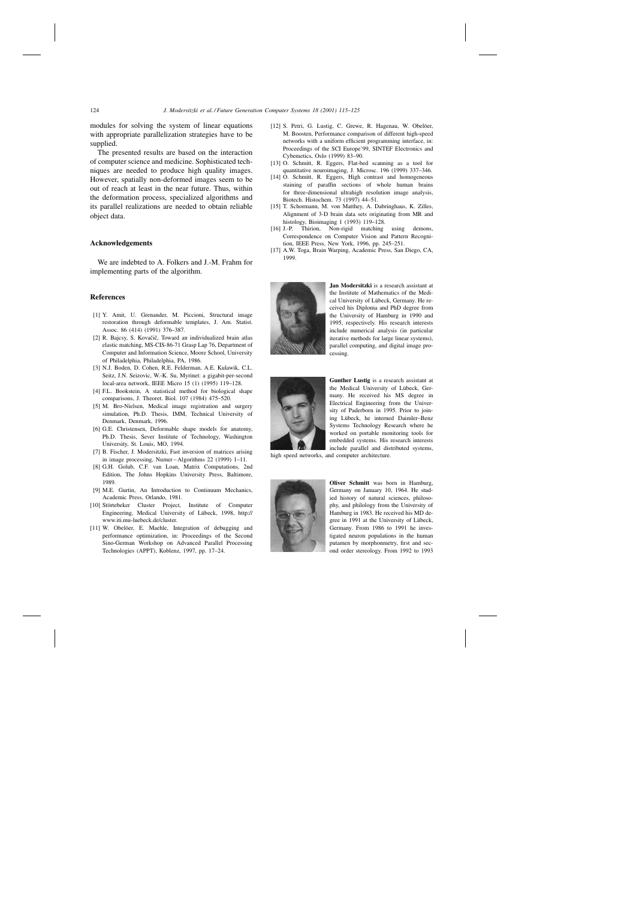modules for solving the system of linear equations with appropriate parallelization strategies have to be supplied.

The presented results are based on the interaction of computer science and medicine. Sophisticated techniques are needed to produce high quality images. However, spatially non-deformed images seem to be out of reach at least in the near future. Thus, within the deformation process, specialized algorithms and its parallel realizations are needed to obtain reliable object data.

## Acknowledgements

We are indebted to A. Folkers and J.-M. Frahm for implementing parts of the algorithm.

## References

[1] Y. Amit, U. Grenander, M. Piccioni, Structural image restoration through deformable templates, J. Am. Statist. Assoc. 86 (414) (1991) 376–387.

[2] R. Bajcsy, S. Kovačič, Toward an individualized brain atlas elastic matching, MS-CIS-86-71 Grasp Lap 76, Department of Computer and Information Science, Moore School, University of Philadelphia, Philadelphia, PA, 1986.

[3] N.J. Boden, D. Cohen, R.E. Felderman, A.E. Kulawik, C.L. Seitz, J.N. Seizovic, W.-K. Su, Myrinet: a gigabit-per-second local-area network, IEEE Micro 15 (1) (1995) 119–128.

[4] F.L. Bookstein, A statistical method for biological shape comparisons, J. Theoret. Biol. 107 (1984) 475–520.

[5] M. Bro-Nielsen, Medical image registration and surgery simulation, Ph.D. Thesis, IMM, Technical University of Denmark, Denmark, 1996.

[6] G.E. Christensen, Deformable shape models for anatomy, Ph.D. Thesis, Sever Institute of Technology, Washington University, St. Louis, MO, 1994.

[7] B. Fischer, J. Modersitzki, Fast inversion of matrices arising in image processing, Numer – Algorithms 22 (1999) 1–11.

[8] G.H. Golub, C.F. van Loan, Matrix Computations, 2nd Edition, The Johns Hopkins University Press, Baltimore, 1989.

[9] M.E. Gurtin, An Introduction to Continuum Mechanics, Academic Press, Orlando, 1981.

[10] Störtebeker Cluster Project, Institute of Computer Engineering, Medical University of Lübeck, 1998, http://www.iti.mu-luebeck.de/cluster.

[11] W. Obelöer, E. Maehle, Integration of debugging and performance optimization, in: Proceedings of the Second Sino-German Workshop on Advanced Parallel Processing Technologies (APPT), Koblenz, 1997, pp. 17–24.

[12] S. Petri, G. Lustig, C. Grewe, R. Hagenau, W. Obelöer, M. Boosten, Performance comparison of different high-speed networks with a uniform efficient programming interface, in: Proceedings of the SCI Europe'99, SINTEF Electronics and Cybernetics, Oslo (1999) 83–90.

[13] O. Schmitt, R. Eggers, Flat-bed scanning as a tool for quantitative neuroimaging, J. Microsc. 196 (1999) 337–346.

[14] O. Schmitt, R. Eggers, High contrast and homogeneous staining of paraffin sections of whole human brains for three-dimensional ultrahigh resolution image analysis, Biotech. Histochem. 73 (1997) 44–51.

[15] T. Schormann, M. von Matthey, A. Dabringhaus, K. Zilles, Alignment of 3-D brain data sets originating from MR and histology, Bioimaging 1 (1993) 119–128.

[16] J.-P. Thirion, Non-rigid matching using demons, Correspondence on Computer Vision and Pattern Recognition, IEEE Press, New York, 1996, pp. 245–251.

[17] A.W. Toga, Brain Warping, Academic Press, San Diego, CA, 1999.

**Jan Modersitzki** is a research assistant at the Institute of Mathematics of the Medical University of Lübeck, Germany. He received his Diploma and PhD degree from the University of Hamburg in 1990 and 1995, respectively. His research interests include numerical analysis (in particular iterative methods for large linear systems), parallel computing, and digital image processing.

**Gunther Lustig** is a research assistant at the Medical University of Lübeck, Germany. He received his MS degree in Electrical Engineering from the University of Paderborn in 1995. Prior to joining Lübeck, he interned Daimler–Benz Systems Technology Research where he worked on portable monitoring tools for embedded systems. His research interests include parallel and distributed systems, high speed networks, and computer architecture.

**Oliver Schmitt** was born in Hamburg, Germany on January 10, 1964. He studied history of natural sciences, philosophy, and philology from the University of Hamburg in 1983. He received his MD degree in 1991 at the University of Lübeck, Germany. From 1986 to 1991 he investigated neuron populations in the human putamen by morphonmetry, first and second order stereology. From 1992 to 1993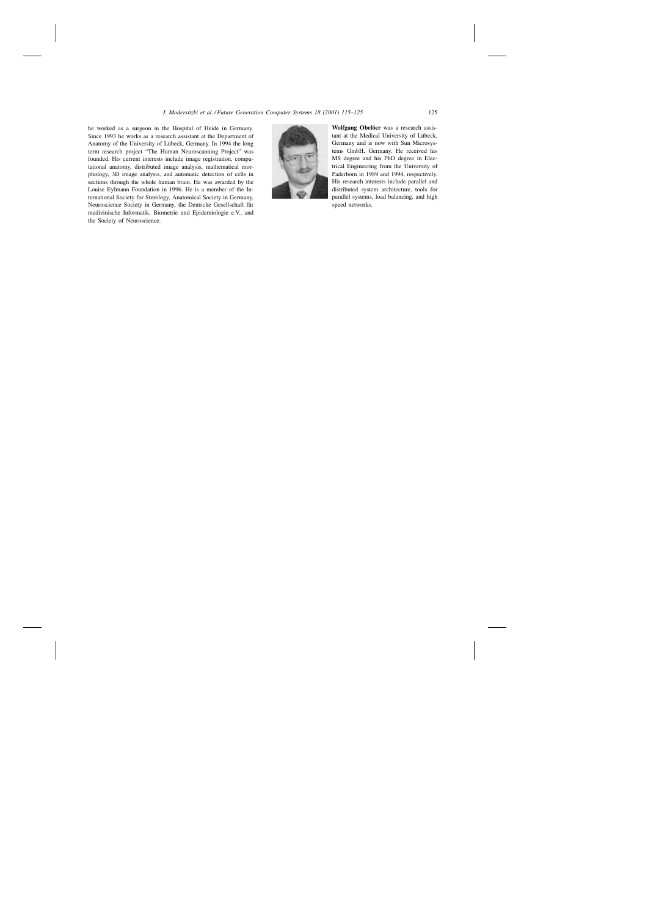he worked as a surgeon in the Hospital of Heide in Germany. Since 1993 he works as a research assistant at the Department of Anatomy of the University of Lübeck, Germany. In 1994 the long term research project "The Human Neuroscanning Project" was founded. His current interests include image registration, computational anatomy, distributed image analysis, mathematical morphology, 3D image analysis, and automatic detection of cells in sections through the whole human brain. He was awarded by the Louise Eylmann Foundation in 1996. He is a member of the International Society for Sterology, Anatomical Society in Germany, Neuroscience Society in Germany, the Deutsche Gesellschaft für medizinische Informatik, Biometrie und Epidemiologie e.V., and the Society of Neuroscience.

**Wolfgang Obelöer** was a research assistant at the Medical University of Lübeck, Germany and is now with Sun Microsystems GmbH, Germany. He received his MS degree and his PhD degree in Electrical Engineering from the University of Paderborn in 1989 and 1994, respectively. His research interests include parallel and distributed system architecture, tools for parallel systems, load balancing, and high speed networks.